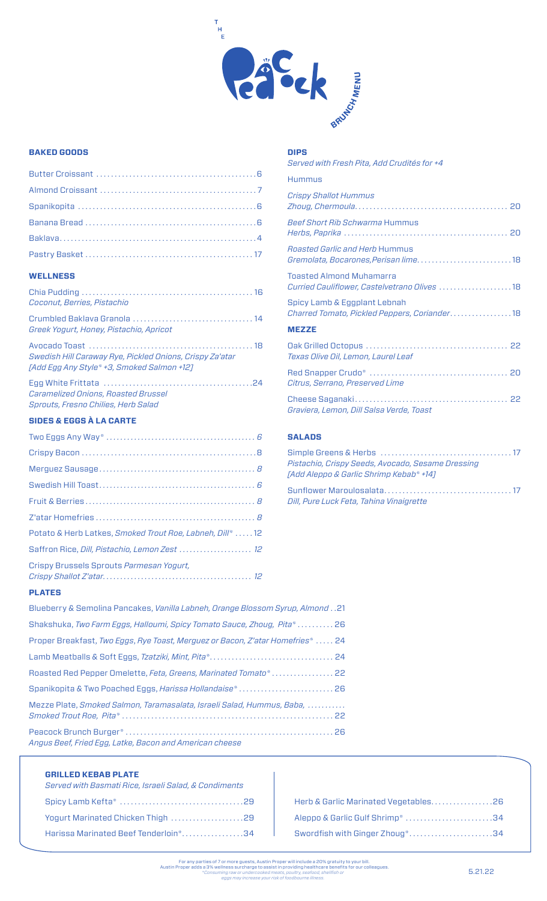# THE Peacock

BRUNCH MENU

## BAKED GOODS

- Butter Croissant ... 6
- Almond Croissant ... 7
- Spanikopita ... 6
- Banana Bread ... 6
- Baklava ... 4
- Pastry Basket ... 17

## WELLNESS

Chia Pudding ... 16
*Coconut, Berries, Pistachio*

Crumbled Baklava Granola ... 14
*Greek Yogurt, Honey, Pistachio, Apricot*

Avocado Toast ... 18
*Swedish Hill Caraway Rye, Pickled Onions, Crispy Za'atar*
*[Add Egg Any Style* +3, Smoked Salmon +12]*

Egg White Frittata ... 24
*Caramelized Onions, Roasted Brussel Sprouts, Fresno Chilies, Herb Salad*

## SIDES & EGGS À LA CARTE

- Two Eggs Any Way* ... *6*
- Crispy Bacon ... 8
- Merguez Sausage ... *8*
- Swedish Hill Toast ... *6*
- Fruit & Berries ... *8*
- Z'atar Homefries ... *8*
- Potato & Herb Latkes, *Smoked Trout Roe, Labneh, Dill** ... 12
- Saffron Rice, *Dill, Pistachio, Lemon Zest* ... *12*
- Crispy Brussels Sprouts *Parmesan Yogurt, Crispy Shallot Z'atar* ... *12*

## DIPS

*Served with Fresh Pita, Add Crudités for +4*

### Hummus

*Crispy Shallot Hummus*
*Zhoug, Chermoula* ... 20

*Beef Short Rib Schwarma Hummus*
*Herbs, Paprika* ... 20

*Roasted Garlic and Herb Hummus*
*Gremolata, Bocarones, Perisan lime* ... 18

Toasted Almond Muhamarra
*Curried Cauliflower, Castelvetrano Olives* ... 18

Spicy Lamb & Eggplant Lebnah
*Charred Tomato, Pickled Peppers, Coriander* ... 18

## MEZZE

Oak Grilled Octopus ... 22
*Texas Olive Oil, Lemon, Laurel Leaf*

Red Snapper Crudo* ... 20
*Citrus, Serrano, Preserved Lime*

Cheese Saganaki ... 22
*Graviera, Lemon, Dill Salsa Verde, Toast*

## SALADS

Simple Greens & Herbs ... 17
*Pistachio, Crispy Seeds, Avocado, Sesame Dressing*
*[Add Aleppo & Garlic Shrimp Kebab* +14]*

Sunflower Maroulosalata ... 17
*Dill, Pure Luck Feta, Tahina Vinaigrette*

## PLATES

- Blueberry & Semolina Pancakes, *Vanilla Labneh, Orange Blossom Syrup, Almond* ... 21
- Shakshuka, *Two Farm Eggs, Halloumi, Spicy Tomato Sauce, Zhoug, Pita** ... 26
- Proper Breakfast, *Two Eggs, Rye Toast, Merguez or Bacon, Z'atar Homefries** ... 24
- Lamb Meatballs & Soft Eggs, *Tzatziki, Mint, Pita** ... 24
- Roasted Red Pepper Omelette, *Feta, Greens, Marinated Tomato** ... 22
- Spanikopita & Two Poached Eggs, *Harissa Hollandaise** ... 26
- Mezze Plate, *Smoked Salmon, Taramasalata, Israeli Salad, Hummus, Baba, Smoked Trout Roe, Pita** ... 22
- Peacock Brunch Burger* ... 26
  *Angus Beef, Fried Egg, Latke, Bacon and American cheese*

## GRILLED KEBAB PLATE

*Served with Basmati Rice, Israeli Salad, & Condiments*

- Spicy Lamb Kefta* ... 29
- Yogurt Marinated Chicken Thigh ... 29
- Harissa Marinated Beef Tenderloin* ... 34
- Herb & Garlic Marinated Vegetables ... 26
- Aleppo & Garlic Gulf Shrimp* ... 34
- Swordfish with Ginger Zhoug* ... 34

For any parties of 7 or more guests, Austin Proper will include a 20% gratuity to your bill.
Austin Proper adds a 3% wellness surcharge to assist in providing healthcare benefits for our colleagues.
*Consuming raw or undercooked meats, poultry, seafood, shellfish or eggs may increase your risk of foodborne illness.*

5.21.22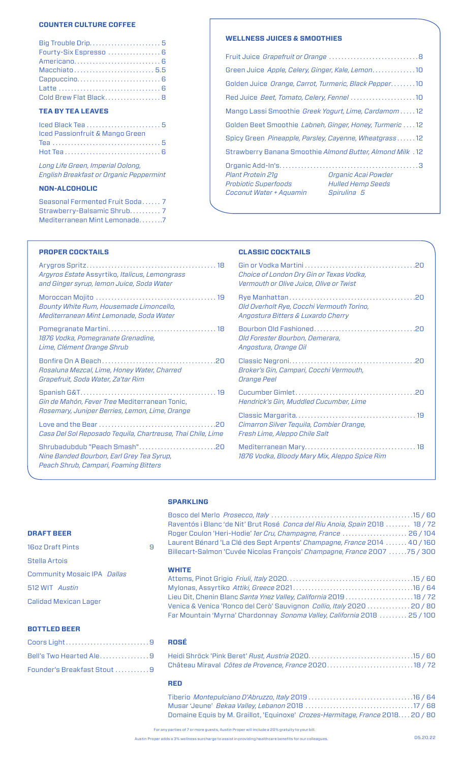## COUNTER CULTURE COFFEE

Big Trouble Drip....................... 5
Fourty-Six Espresso ................ 6
Americano........................... 6
Macchiato.......................... 5.5
Cappuccino.......................... 6
Latte ................................ 6
Cold Brew Flat Black................. 8

## TEA BY TEA LEAVES

Iced Black Tea ........................ 5
Iced Passionfruit & Mango Green Tea .................................. 5
Hot Tea .............................. 6

*Long Life Green, Imperial Oolong, English Breakfast or Organic Peppermint*

## NON-ALCOHOLIC

Seasonal Fermented Fruit Soda...... 7
Strawberry-Balsamic Shrub.......... 7
Mediterranean Mint Lemonade........7

## WELLNESS JUICES & SMOOTHIES

Fruit Juice *Grapefruit or Orange* ............................8
Green Juice *Apple, Celery, Ginger, Kale, Lemon*..............10
Golden Juice *Orange, Carrot, Turmeric, Black Pepper*........10
Red Juice *Beet, Tomato, Celery, Fennel* .....................10
Mango Lassi Smoothie *Greek Yogurt, Lime, Cardamom* .....12
Golden Beet Smoothie *Labneh, Ginger, Honey, Turmeric* ....12
Spicy Green *Pineapple, Parsley, Cayenne, Wheatgrass*......12
Strawberry Banana Smoothie *Almond Butter, Almond Milk* .12

Organic Add-In's............................................3

*Plant Protein 21g* — *Organic Acai Powder*
*Probiotic Superfoods* — *Hulled Hemp Seeds*
*Coconut Water + Aquamin* — *Spirulina 5*

## PROPER COCKTAILS

Arygros Spritz......................................... 18
*Argyros Estate* Assyrtiko, *Italicus, Lemongrass and Ginger syrup, lemon Juice, Soda Water*

Moroccan Mojito ...................................... 19
*Bounty White Rum, Housemade Limoncello, Mediterranean Mint Lemonade, Soda Water*

Pomegranate Martini.................................. 18
*1876 Vodka, Pomegranate Grenadine, Lime, Clément Orange Shrub*

Bonfire On A Beach....................................20
*Rosaluna Mezcal, Lime, Honey Water, Charred Grapefruit, Soda Water, Za'tar Rim*

Spanish G&T........................................... 19
*Gin de Mahón, Fever Tree* Mediterranean Tonic, *Rosemary, Juniper Berries, Lemon, Lime, Orange*

Love and the Bear .....................................20
*Casa Del Sol Reposado Tequila, Chartreuse, Thai Chile, Lime*

Shrubadubdub "Peach Smash"........................20
*Nine Banded Bourbon, Earl Grey Tea Syrup, Peach Shrub, Campari, Foaming Bitters*

## CLASSIC COCKTAILS

Gin or Vodka Martini ..................................20
*Choice of London Dry Gin or Texas Vodka, Vermouth or Olive Juice, Olive or Twist*

Rye Manhattan.........................................20
*Old Overholt Rye, Cocchi Vermouth Torino, Angostura Bitters & Luxardo Cherry*

Bourbon Old Fashioned................................20
*Old Forester Bourbon, Demerara, Angostura, Orange Oil*

Classic Negroni........................................20
*Broker's Gin, Campari, Cocchi Vermouth, Orange Peel*

Cucumber Gimlet......................................20
*Hendrick's Gin, Muddled Cucumber, Lime*

Classic Margarita...................................... 19
*Cimarron Silver Tequila, Combier Orange, Fresh Lime, Aleppo Chile Salt*

Mediterranean Mary................................... 18
*1876 Vodka, Bloody Mary Mix, Aleppo Spice Rim*

## DRAFT BEER

16oz Draft Pints — 9

Stella Artois
Community Mosaic IPA *Dallas*
512 WIT *Austin*
Calidad Mexican Lager

## BOTTLED BEER

Coors Light..........................9
Bell's Two Hearted Ale................9
Founder's Breakfast Stout ...........9

## SPARKLING

Bosco del Merlo *Prosecco, Italy* ............................................15 / 60
Raventós i Blanc 'de Nit' Brut Rosé *Conca del Riu Anoia, Spain* 2018 ........ 18 / 72
Roger Coulon 'Heri-Hodie' *1er Cru, Champagne, France* ..................... 26 / 104
Laurent Bénard 'La Clé des Sept Arpents' *Champagne, France* 2014 ....... 40 / 160
Billecart-Salmon 'Cuvée Nicolas François' *Champagne, France* 2007 ......75 / 300

## WHITE

Attems, Pinot Grigio *Friuli, Italy* 2020........................................15 / 60
Mylonas, Assyrtiko *Attiki, Greece* 2021......................................16 / 64
Lieu Dit, Chenin Blanc *Santa Ynez Valley, California* 2019 .....................18 / 72
Venica & Venica 'Ronco del Cerò' Sauvignon *Collio, Italy* 2020 ..............20 / 80
Far Mountain 'Myrna' Chardonnay *Sonoma Valley, California* 2018 .........25 / 100

## ROSÉ

Heidi Shröck 'Pink Beret' *Rust, Austria* 2020.................................15 / 60
Château Miraval *Côtes de Provence, France* 2020...........................18 / 72

## RED

Tiberio *Montepulciano D'Abruzzo, Italy* 2019 .................................16 / 64
Musar 'Jeune' *Bekaa Valley, Lebanon* 2018 ..................................17 / 68
Domaine Equis by M. Graillot, 'Equinoxe' *Crozes-Hermitage, France* 2018.... 20 / 80

For any parties of 7 or more guests, Austin Proper will include a 20% gratuity to your bill.

Austin Proper adds a 3% wellness surcharge to assist in providing healthcare benefits for our colleagues.

05.20.22